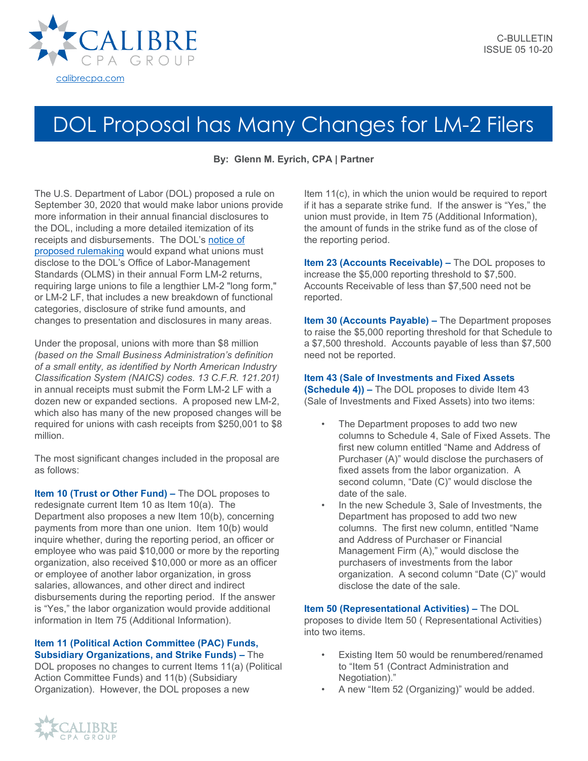C-BULLETIN
ISSUE 05 10-20

calibrecpa.com

# DOL Proposal has Many Changes for LM-2 Filers

**By: Glenn M. Eyrich, CPA | Partner**

The U.S. Department of Labor (DOL) proposed a rule on September 30, 2020 that would make labor unions provide more information in their annual financial disclosures to the DOL, including a more detailed itemization of its receipts and disbursements. The DOL's notice of proposed rulemaking would expand what unions must disclose to the DOL's Office of Labor-Management Standards (OLMS) in their annual Form LM-2 returns, requiring large unions to file a lengthier LM-2 "long form," or LM-2 LF, that includes a new breakdown of functional categories, disclosure of strike fund amounts, and changes to presentation and disclosures in many areas.

Under the proposal, unions with more than $8 million *(based on the Small Business Administration's definition of a small entity, as identified by North American Industry Classification System (NAICS) codes. 13 C.F.R. 121.201)* in annual receipts must submit the Form LM-2 LF with a dozen new or expanded sections. A proposed new LM-2, which also has many of the new proposed changes will be required for unions with cash receipts from $250,001 to $8 million.

The most significant changes included in the proposal are as follows:

**Item 10 (Trust or Other Fund) –** The DOL proposes to redesignate current Item 10 as Item 10(a). The Department also proposes a new Item 10(b), concerning payments from more than one union. Item 10(b) would inquire whether, during the reporting period, an officer or employee who was paid $10,000 or more by the reporting organization, also received $10,000 or more as an officer or employee of another labor organization, in gross salaries, allowances, and other direct and indirect disbursements during the reporting period. If the answer is "Yes," the labor organization would provide additional information in Item 75 (Additional Information).

**Item 11 (Political Action Committee (PAC) Funds, Subsidiary Organizations, and Strike Funds) –** The DOL proposes no changes to current Items 11(a) (Political Action Committee Funds) and 11(b) (Subsidiary Organization). However, the DOL proposes a new Item 11(c), in which the union would be required to report if it has a separate strike fund. If the answer is "Yes," the union must provide, in Item 75 (Additional Information), the amount of funds in the strike fund as of the close of the reporting period.

**Item 23 (Accounts Receivable) –** The DOL proposes to increase the $5,000 reporting threshold to $7,500. Accounts Receivable of less than $7,500 need not be reported.

**Item 30 (Accounts Payable) –** The Department proposes to raise the $5,000 reporting threshold for that Schedule to a $7,500 threshold. Accounts payable of less than $7,500 need not be reported.

**Item 43 (Sale of Investments and Fixed Assets (Schedule 4)) –** The DOL proposes to divide Item 43 (Sale of Investments and Fixed Assets) into two items:

- The Department proposes to add two new columns to Schedule 4, Sale of Fixed Assets. The first new column entitled "Name and Address of Purchaser (A)" would disclose the purchasers of fixed assets from the labor organization. A second column, "Date (C)" would disclose the date of the sale.
- In the new Schedule 3, Sale of Investments, the Department has proposed to add two new columns. The first new column, entitled "Name and Address of Purchaser or Financial Management Firm (A)," would disclose the purchasers of investments from the labor organization. A second column "Date (C)" would disclose the date of the sale.

**Item 50 (Representational Activities) –** The DOL proposes to divide Item 50 ( Representational Activities) into two items.

- Existing Item 50 would be renumbered/renamed to "Item 51 (Contract Administration and Negotiation)."
- A new "Item 52 (Organizing)" would be added.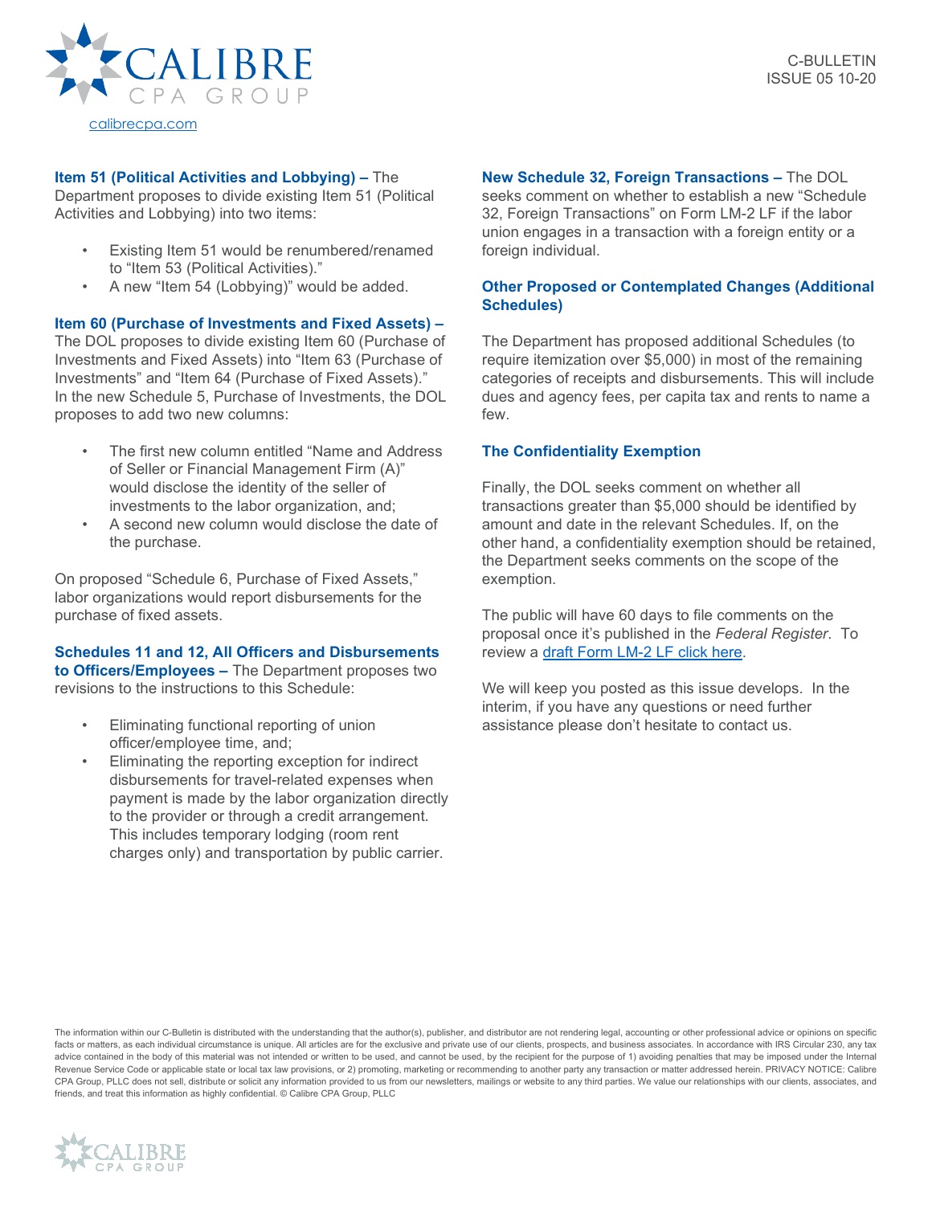**Item 51 (Political Activities and Lobbying) –** The Department proposes to divide existing Item 51 (Political Activities and Lobbying) into two items:

- Existing Item 51 would be renumbered/renamed to "Item 53 (Political Activities)."
- A new "Item 54 (Lobbying)" would be added.

**Item 60 (Purchase of Investments and Fixed Assets) –** The DOL proposes to divide existing Item 60 (Purchase of Investments and Fixed Assets) into "Item 63 (Purchase of Investments" and "Item 64 (Purchase of Fixed Assets)." In the new Schedule 5, Purchase of Investments, the DOL proposes to add two new columns:

- The first new column entitled "Name and Address of Seller or Financial Management Firm (A)" would disclose the identity of the seller of investments to the labor organization, and;
- A second new column would disclose the date of the purchase.

On proposed "Schedule 6, Purchase of Fixed Assets," labor organizations would report disbursements for the purchase of fixed assets.

**Schedules 11 and 12, All Officers and Disbursements to Officers/Employees –** The Department proposes two revisions to the instructions to this Schedule:

- Eliminating functional reporting of union officer/employee time, and;
- Eliminating the reporting exception for indirect disbursements for travel-related expenses when payment is made by the labor organization directly to the provider or through a credit arrangement. This includes temporary lodging (room rent charges only) and transportation by public carrier.

**New Schedule 32, Foreign Transactions –** The DOL seeks comment on whether to establish a new "Schedule 32, Foreign Transactions" on Form LM-2 LF if the labor union engages in a transaction with a foreign entity or a foreign individual.

**Other Proposed or Contemplated Changes (Additional Schedules)**

The Department has proposed additional Schedules (to require itemization over $5,000) in most of the remaining categories of receipts and disbursements. This will include dues and agency fees, per capita tax and rents to name a few.

**The Confidentiality Exemption**

Finally, the DOL seeks comment on whether all transactions greater than $5,000 should be identified by amount and date in the relevant Schedules. If, on the other hand, a confidentiality exemption should be retained, the Department seeks comments on the scope of the exemption.

The public will have 60 days to file comments on the proposal once it's published in the *Federal Register*. To review a [draft Form LM-2 LF click here](#).

We will keep you posted as this issue develops. In the interim, if you have any questions or need further assistance please don't hesitate to contact us.

The information within our C-Bulletin is distributed with the understanding that the author(s), publisher, and distributor are not rendering legal, accounting or other professional advice or opinions on specific facts or matters, as each individual circumstance is unique. All articles are for the exclusive and private use of our clients, prospects, and business associates. In accordance with IRS Circular 230, any tax advice contained in the body of this material was not intended or written to be used, and cannot be used, by the recipient for the purpose of 1) avoiding penalties that may be imposed under the Internal Revenue Service Code or applicable state or local tax law provisions, or 2) promoting, marketing or recommending to another party any transaction or matter addressed herein. PRIVACY NOTICE: Calibre CPA Group, PLLC does not sell, distribute or solicit any information provided to us from our newsletters, mailings or website to any third parties. We value our relationships with our clients, associates, and friends, and treat this information as highly confidential. © Calibre CPA Group, PLLC